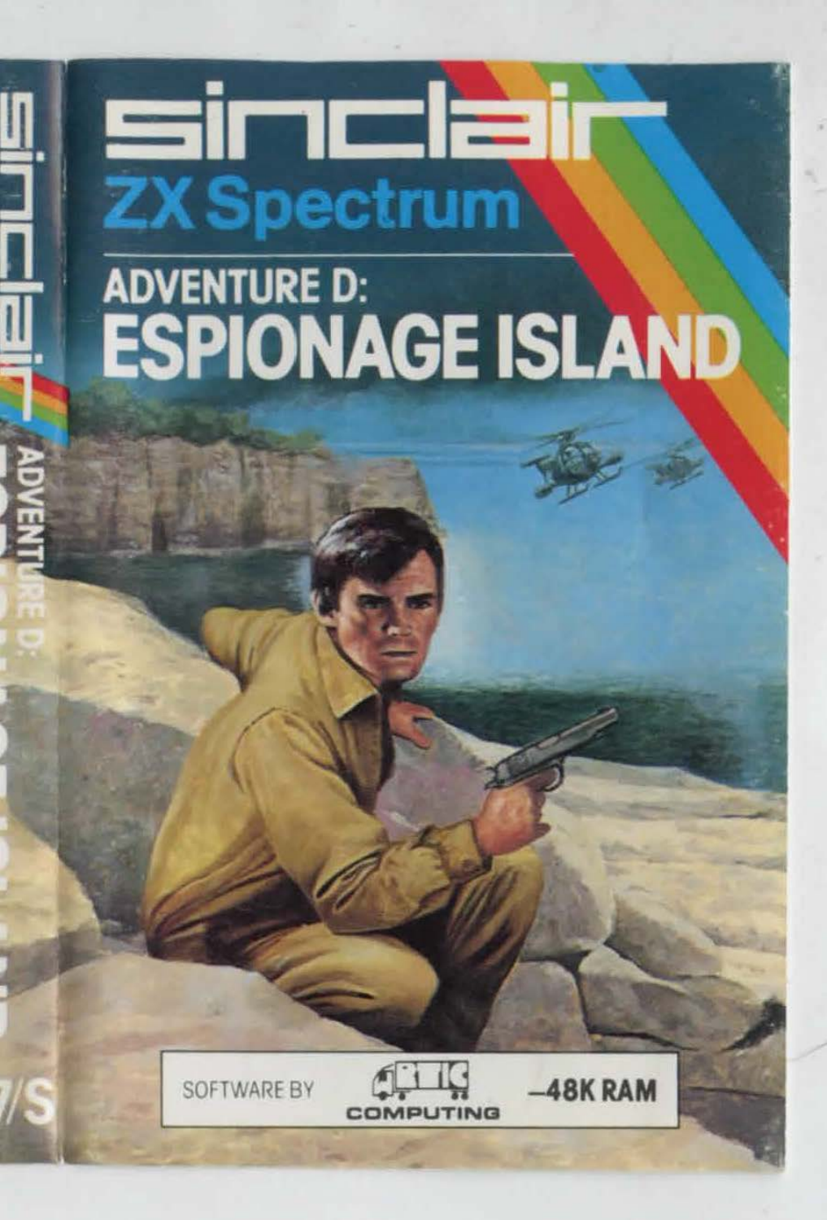sinclair

ZX Spectrum

# ADVENTURE D: ESPIONAGE ISLAND

SOFTWARE BY ARTIC COMPUTING —48K RAM

sinclair ADVENTURE D: 7/S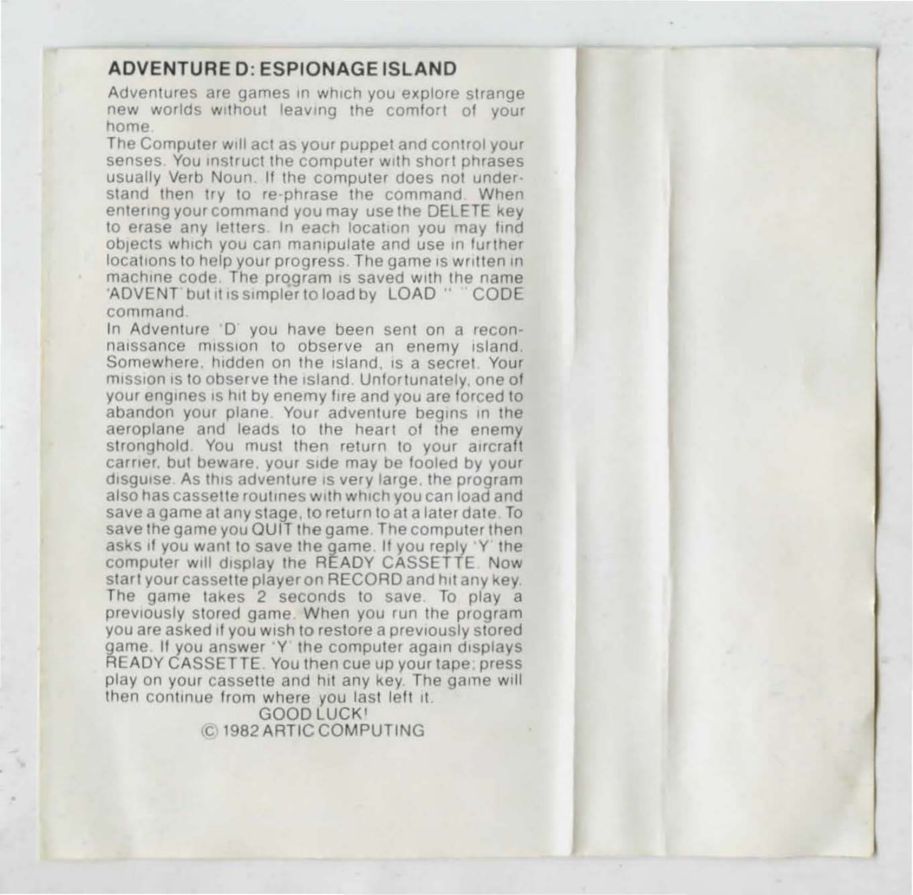## ADVENTURE D: ESPIONAGE ISLAND

Adventures are games in which you explore strange new worlds without leaving the comfort of your home.

The Computer will act as your puppet and control your senses. You instruct the computer with short phrases usually Verb Noun. If the computer does not understand then try to re-phrase the command. When entering your command you may use the DELETE key to erase any letters. In each location you may find objects which you can manipulate and use in further locations to help your progress. The game is written in machine code. The program is saved with the name 'ADVENT' but it is simpler to load by LOAD "" CODE command.

In Adventure 'D' you have been sent on a reconnaissance mission to observe an enemy island. Somewhere, hidden on the island, is a secret. Your mission is to observe the island. Unfortunately, one of your engines is hit by enemy fire and you are forced to abandon your plane. Your adventure begins in the aeroplane and leads to the heart of the enemy stronghold. You must then return to your aircraft carrier, but beware, your side may be fooled by your disguise. As this adventure is very large, the program also has cassette routines with which you can load and save a game at any stage, to return to at a later date. To save the game you QUIT the game. The computer then asks if you want to save the game. If you reply 'Y' the computer will display the READY CASSETTE. Now start your cassette player on RECORD and hit any key. The game takes 2 seconds to save. To play a previously stored game. When you run the program you are asked if you wish to restore a previously stored game. If you answer 'Y' the computer again displays READY CASSETTE. You then cue up your tape; press play on your cassette and hit any key. The game will then continue from where you last left it.

GOOD LUCK!

© 1982 ARTIC COMPUTING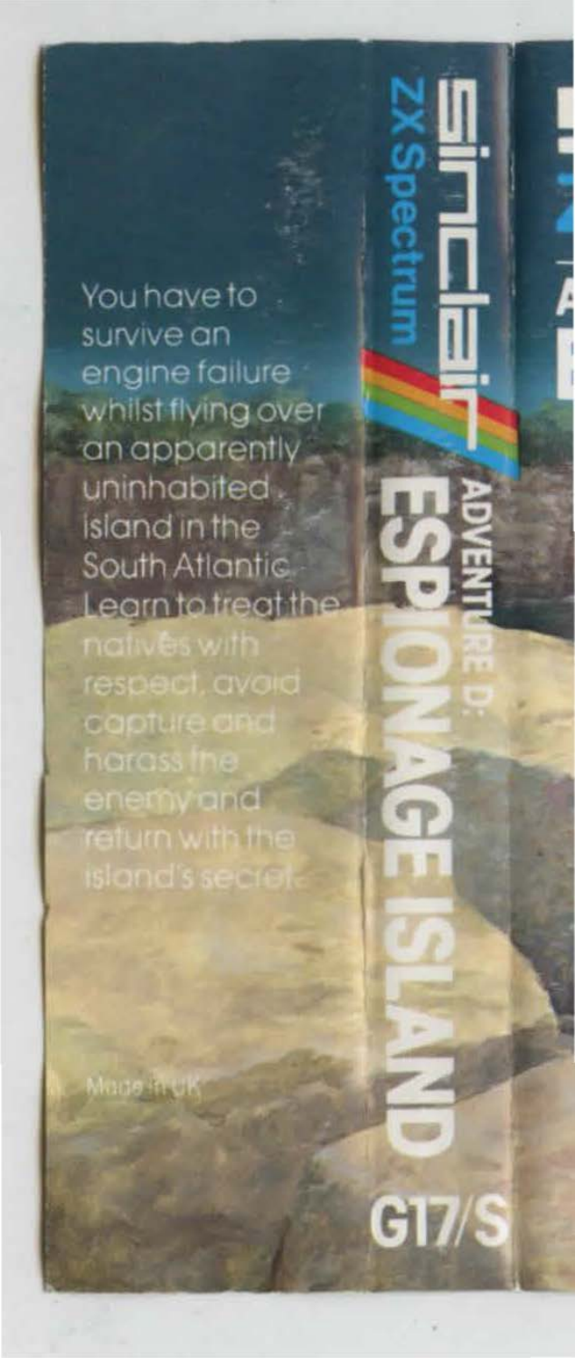You have to survive an engine failure whilst flying over an apparently uninhabited island in the South Atlantic. Learn to treat the natives with respect, avoid capture and harass the enemy and return with the island's secret.

Made in UK

sinclair ZX Spectrum

ADVENTURE D:

ESPIONAGE ISLAND

G17/S